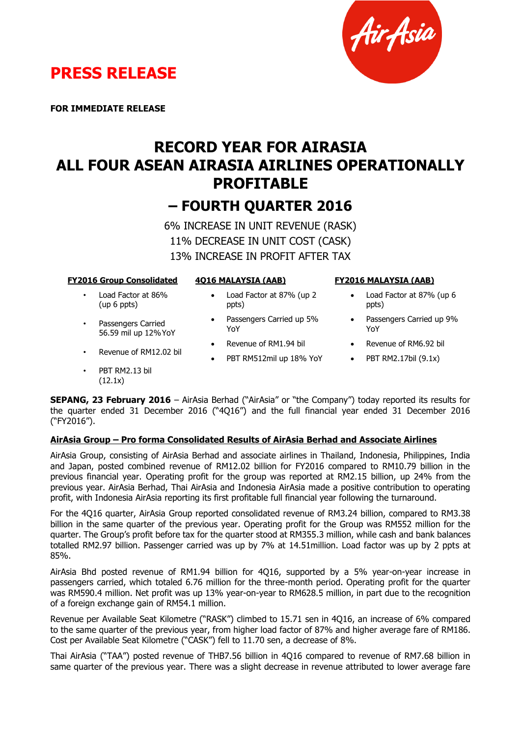# PRESS RELEASE

**FOR IMMEDIATE RELEASE**

# RECORD YEAR FOR AIRASIA
# ALL FOUR ASEAN AIRASIA AIRLINES OPERATIONALLY PROFITABLE
## – FOURTH QUARTER 2016

6% INCREASE IN UNIT REVENUE (RASK)

11% DECREASE IN UNIT COST (CASK)

13% INCREASE IN PROFIT AFTER TAX

**FY2016 Group Consolidated**

- Load Factor at 86% (up 6 ppts)
- Passengers Carried 56.59 mil up 12%YoY
- Revenue of RM12.02 bil
- PBT RM2.13 bil (12.1x)

**4Q16 MALAYSIA (AAB)**

- Load Factor at 87% (up 2 ppts)
- Passengers Carried up 5% YoY
- Revenue of RM1.94 bil
- PBT RM512mil up 18% YoY

**FY2016 MALAYSIA (AAB)**

- Load Factor at 87% (up 6 ppts)
- Passengers Carried up 9% YoY
- Revenue of RM6.92 bil
- PBT RM2.17bil (9.1x)

**SEPANG, 23 February 2016** – AirAsia Berhad ("AirAsia" or "the Company") today reported its results for the quarter ended 31 December 2016 ("4Q16") and the full financial year ended 31 December 2016 ("FY2016").

**AirAsia Group – Pro forma Consolidated Results of AirAsia Berhad and Associate Airlines**

AirAsia Group, consisting of AirAsia Berhad and associate airlines in Thailand, Indonesia, Philippines, India and Japan, posted combined revenue of RM12.02 billion for FY2016 compared to RM10.79 billion in the previous financial year. Operating profit for the group was reported at RM2.15 billion, up 24% from the previous year. AirAsia Berhad, Thai AirAsia and Indonesia AirAsia made a positive contribution to operating profit, with Indonesia AirAsia reporting its first profitable full financial year following the turnaround.

For the 4Q16 quarter, AirAsia Group reported consolidated revenue of RM3.24 billion, compared to RM3.38 billion in the same quarter of the previous year. Operating profit for the Group was RM552 million for the quarter. The Group's profit before tax for the quarter stood at RM355.3 million, while cash and bank balances totalled RM2.97 billion. Passenger carried was up by 7% at 14.51million. Load factor was up by 2 ppts at 85%.

AirAsia Bhd posted revenue of RM1.94 billion for 4Q16, supported by a 5% year-on-year increase in passengers carried, which totaled 6.76 million for the three-month period. Operating profit for the quarter was RM590.4 million. Net profit was up 13% year-on-year to RM628.5 million, in part due to the recognition of a foreign exchange gain of RM54.1 million.

Revenue per Available Seat Kilometre ("RASK") climbed to 15.71 sen in 4Q16, an increase of 6% compared to the same quarter of the previous year, from higher load factor of 87% and higher average fare of RM186. Cost per Available Seat Kilometre ("CASK") fell to 11.70 sen, a decrease of 8%.

Thai AirAsia ("TAA") posted revenue of THB7.56 billion in 4Q16 compared to revenue of RM7.68 billion in same quarter of the previous year. There was a slight decrease in revenue attributed to lower average fare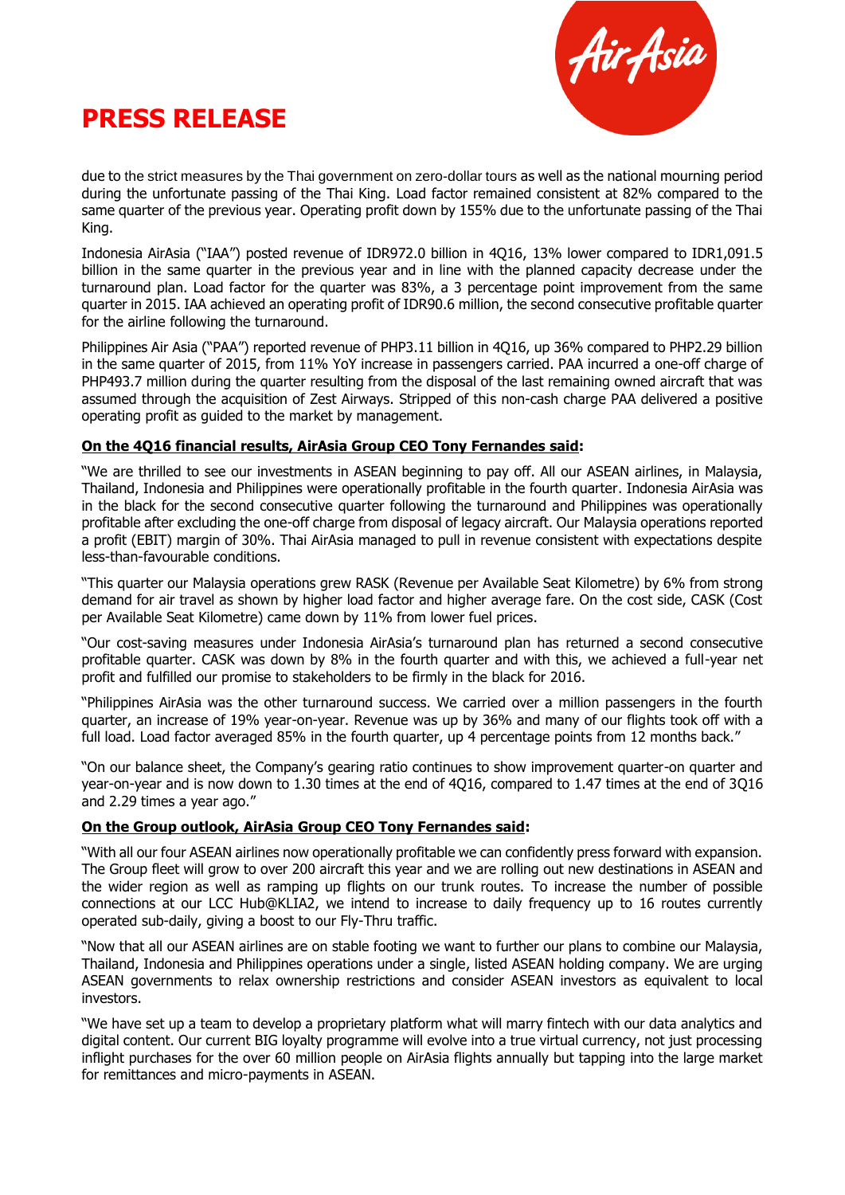# PRESS RELEASE

due to the strict measures by the Thai government on zero-dollar tours as well as the national mourning period during the unfortunate passing of the Thai King. Load factor remained consistent at 82% compared to the same quarter of the previous year. Operating profit down by 155% due to the unfortunate passing of the Thai King.

Indonesia AirAsia ("IAA") posted revenue of IDR972.0 billion in 4Q16, 13% lower compared to IDR1,091.5 billion in the same quarter in the previous year and in line with the planned capacity decrease under the turnaround plan. Load factor for the quarter was 83%, a 3 percentage point improvement from the same quarter in 2015. IAA achieved an operating profit of IDR90.6 million, the second consecutive profitable quarter for the airline following the turnaround.

Philippines Air Asia ("PAA") reported revenue of PHP3.11 billion in 4Q16, up 36% compared to PHP2.29 billion in the same quarter of 2015, from 11% YoY increase in passengers carried. PAA incurred a one-off charge of PHP493.7 million during the quarter resulting from the disposal of the last remaining owned aircraft that was assumed through the acquisition of Zest Airways. Stripped of this non-cash charge PAA delivered a positive operating profit as guided to the market by management.

**On the 4Q16 financial results, AirAsia Group CEO Tony Fernandes said:**

"We are thrilled to see our investments in ASEAN beginning to pay off. All our ASEAN airlines, in Malaysia, Thailand, Indonesia and Philippines were operationally profitable in the fourth quarter. Indonesia AirAsia was in the black for the second consecutive quarter following the turnaround and Philippines was operationally profitable after excluding the one-off charge from disposal of legacy aircraft. Our Malaysia operations reported a profit (EBIT) margin of 30%. Thai AirAsia managed to pull in revenue consistent with expectations despite less-than-favourable conditions.

"This quarter our Malaysia operations grew RASK (Revenue per Available Seat Kilometre) by 6% from strong demand for air travel as shown by higher load factor and higher average fare. On the cost side, CASK (Cost per Available Seat Kilometre) came down by 11% from lower fuel prices.

"Our cost-saving measures under Indonesia AirAsia's turnaround plan has returned a second consecutive profitable quarter. CASK was down by 8% in the fourth quarter and with this, we achieved a full-year net profit and fulfilled our promise to stakeholders to be firmly in the black for 2016.

"Philippines AirAsia was the other turnaround success. We carried over a million passengers in the fourth quarter, an increase of 19% year-on-year. Revenue was up by 36% and many of our flights took off with a full load. Load factor averaged 85% in the fourth quarter, up 4 percentage points from 12 months back."

"On our balance sheet, the Company's gearing ratio continues to show improvement quarter-on quarter and year-on-year and is now down to 1.30 times at the end of 4Q16, compared to 1.47 times at the end of 3Q16 and 2.29 times a year ago."

**On the Group outlook, AirAsia Group CEO Tony Fernandes said:**

"With all our four ASEAN airlines now operationally profitable we can confidently press forward with expansion. The Group fleet will grow to over 200 aircraft this year and we are rolling out new destinations in ASEAN and the wider region as well as ramping up flights on our trunk routes. To increase the number of possible connections at our LCC Hub@KLIA2, we intend to increase to daily frequency up to 16 routes currently operated sub-daily, giving a boost to our Fly-Thru traffic.

"Now that all our ASEAN airlines are on stable footing we want to further our plans to combine our Malaysia, Thailand, Indonesia and Philippines operations under a single, listed ASEAN holding company. We are urging ASEAN governments to relax ownership restrictions and consider ASEAN investors as equivalent to local investors.

"We have set up a team to develop a proprietary platform what will marry fintech with our data analytics and digital content. Our current BIG loyalty programme will evolve into a true virtual currency, not just processing inflight purchases for the over 60 million people on AirAsia flights annually but tapping into the large market for remittances and micro-payments in ASEAN.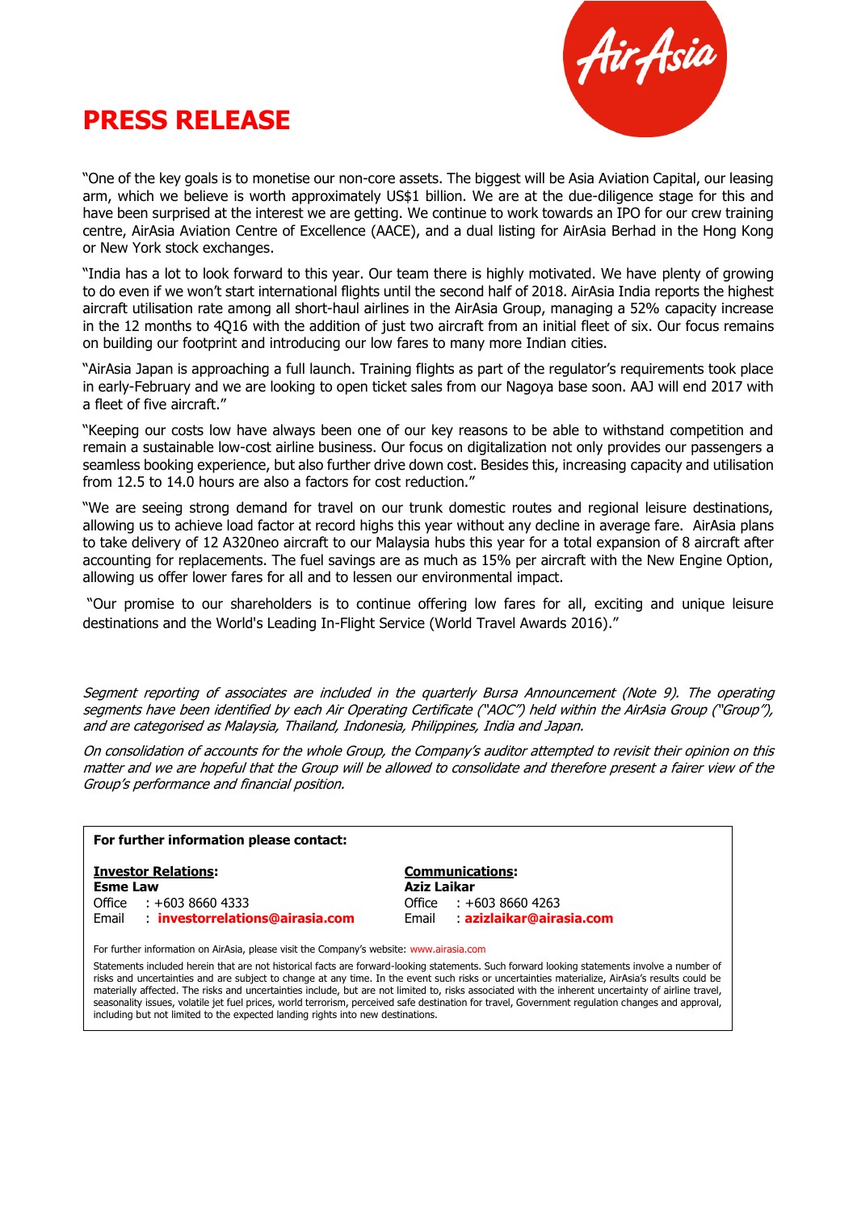# PRESS RELEASE

"One of the key goals is to monetise our non-core assets. The biggest will be Asia Aviation Capital, our leasing arm, which we believe is worth approximately US$1 billion. We are at the due-diligence stage for this and have been surprised at the interest we are getting. We continue to work towards an IPO for our crew training centre, AirAsia Aviation Centre of Excellence (AACE), and a dual listing for AirAsia Berhad in the Hong Kong or New York stock exchanges.

"India has a lot to look forward to this year. Our team there is highly motivated. We have plenty of growing to do even if we won't start international flights until the second half of 2018. AirAsia India reports the highest aircraft utilisation rate among all short-haul airlines in the AirAsia Group, managing a 52% capacity increase in the 12 months to 4Q16 with the addition of just two aircraft from an initial fleet of six. Our focus remains on building our footprint and introducing our low fares to many more Indian cities.

"AirAsia Japan is approaching a full launch. Training flights as part of the regulator's requirements took place in early-February and we are looking to open ticket sales from our Nagoya base soon. AAJ will end 2017 with a fleet of five aircraft."

"Keeping our costs low have always been one of our key reasons to be able to withstand competition and remain a sustainable low-cost airline business. Our focus on digitalization not only provides our passengers a seamless booking experience, but also further drive down cost. Besides this, increasing capacity and utilisation from 12.5 to 14.0 hours are also a factors for cost reduction."

"We are seeing strong demand for travel on our trunk domestic routes and regional leisure destinations, allowing us to achieve load factor at record highs this year without any decline in average fare. AirAsia plans to take delivery of 12 A320neo aircraft to our Malaysia hubs this year for a total expansion of 8 aircraft after accounting for replacements. The fuel savings are as much as 15% per aircraft with the New Engine Option, allowing us offer lower fares for all and to lessen our environmental impact.

"Our promise to our shareholders is to continue offering low fares for all, exciting and unique leisure destinations and the World's Leading In-Flight Service (World Travel Awards 2016)."

*Segment reporting of associates are included in the quarterly Bursa Announcement (Note 9). The operating segments have been identified by each Air Operating Certificate ("AOC") held within the AirAsia Group ("Group"), and are categorised as Malaysia, Thailand, Indonesia, Philippines, India and Japan.*

*On consolidation of accounts for the whole Group, the Company's auditor attempted to revisit their opinion on this matter and we are hopeful that the Group will be allowed to consolidate and therefore present a fairer view of the Group's performance and financial position.*

**For further information please contact:**

**Investor Relations:**
**Esme Law**
Office : +603 8660 4333
Email : **investorrelations@airasia.com**

**Communications:**
**Aziz Laikar**
Office : +603 8660 4263
Email : **azizlaikar@airasia.com**

For further information on AirAsia, please visit the Company's website: www.airasia.com

Statements included herein that are not historical facts are forward-looking statements. Such forward looking statements involve a number of risks and uncertainties and are subject to change at any time. In the event such risks or uncertainties materialize, AirAsia's results could be materially affected. The risks and uncertainties include, but are not limited to, risks associated with the inherent uncertainty of airline travel, seasonality issues, volatile jet fuel prices, world terrorism, perceived safe destination for travel, Government regulation changes and approval, including but not limited to the expected landing rights into new destinations.